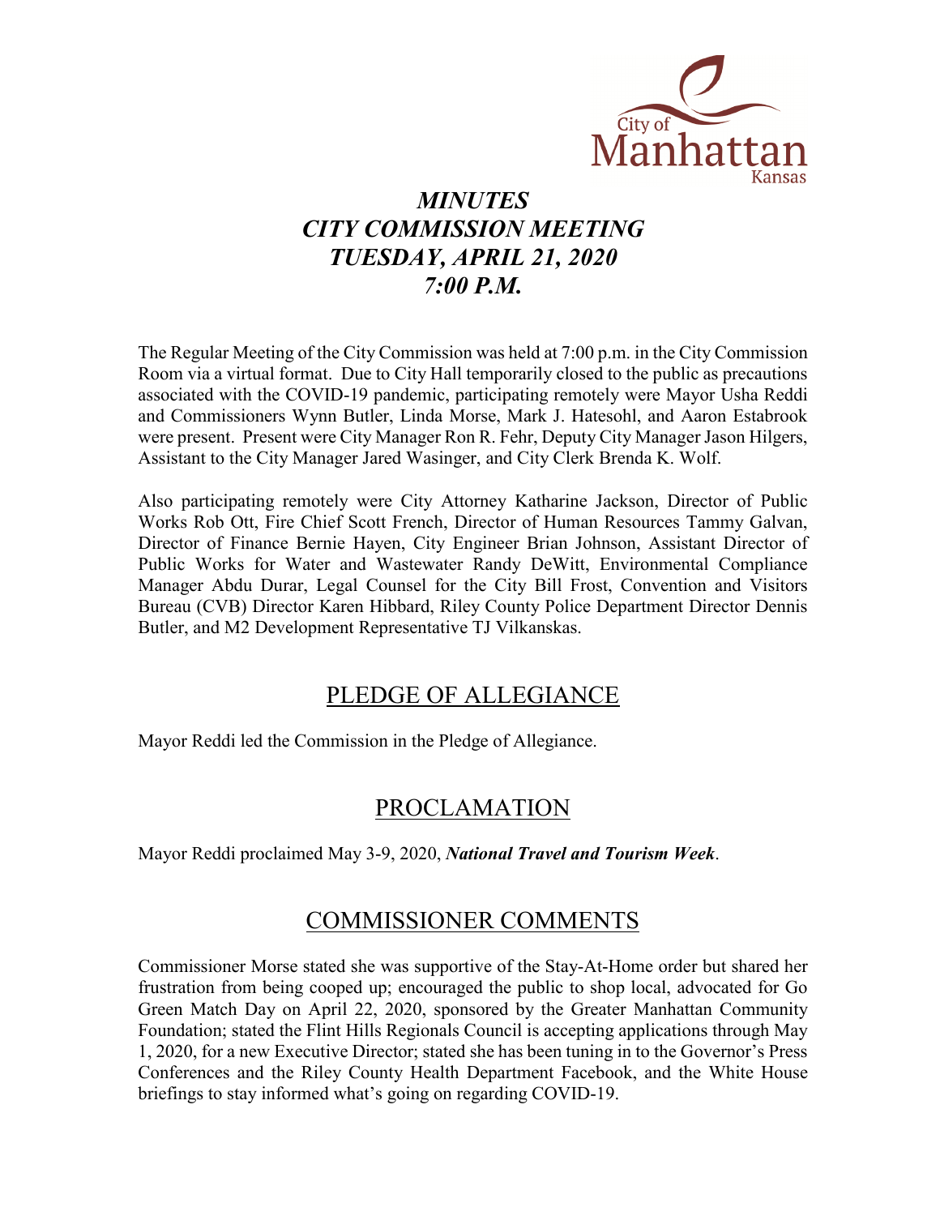City of Manhattan Kansas

# *MINUTES*
# *CITY COMMISSION MEETING*
# *TUESDAY, APRIL 21, 2020*
# *7:00 P.M.*

The Regular Meeting of the City Commission was held at 7:00 p.m. in the City Commission Room via a virtual format. Due to City Hall temporarily closed to the public as precautions associated with the COVID-19 pandemic, participating remotely were Mayor Usha Reddi and Commissioners Wynn Butler, Linda Morse, Mark J. Hatesohl, and Aaron Estabrook were present. Present were City Manager Ron R. Fehr, Deputy City Manager Jason Hilgers, Assistant to the City Manager Jared Wasinger, and City Clerk Brenda K. Wolf.

Also participating remotely were City Attorney Katharine Jackson, Director of Public Works Rob Ott, Fire Chief Scott French, Director of Human Resources Tammy Galvan, Director of Finance Bernie Hayen, City Engineer Brian Johnson, Assistant Director of Public Works for Water and Wastewater Randy DeWitt, Environmental Compliance Manager Abdu Durar, Legal Counsel for the City Bill Frost, Convention and Visitors Bureau (CVB) Director Karen Hibbard, Riley County Police Department Director Dennis Butler, and M2 Development Representative TJ Vilkanskas.

## PLEDGE OF ALLEGIANCE

Mayor Reddi led the Commission in the Pledge of Allegiance.

## PROCLAMATION

Mayor Reddi proclaimed May 3-9, 2020, ***National Travel and Tourism Week***.

## COMMISSIONER COMMENTS

Commissioner Morse stated she was supportive of the Stay-At-Home order but shared her frustration from being cooped up; encouraged the public to shop local, advocated for Go Green Match Day on April 22, 2020, sponsored by the Greater Manhattan Community Foundation; stated the Flint Hills Regionals Council is accepting applications through May 1, 2020, for a new Executive Director; stated she has been tuning in to the Governor's Press Conferences and the Riley County Health Department Facebook, and the White House briefings to stay informed what's going on regarding COVID-19.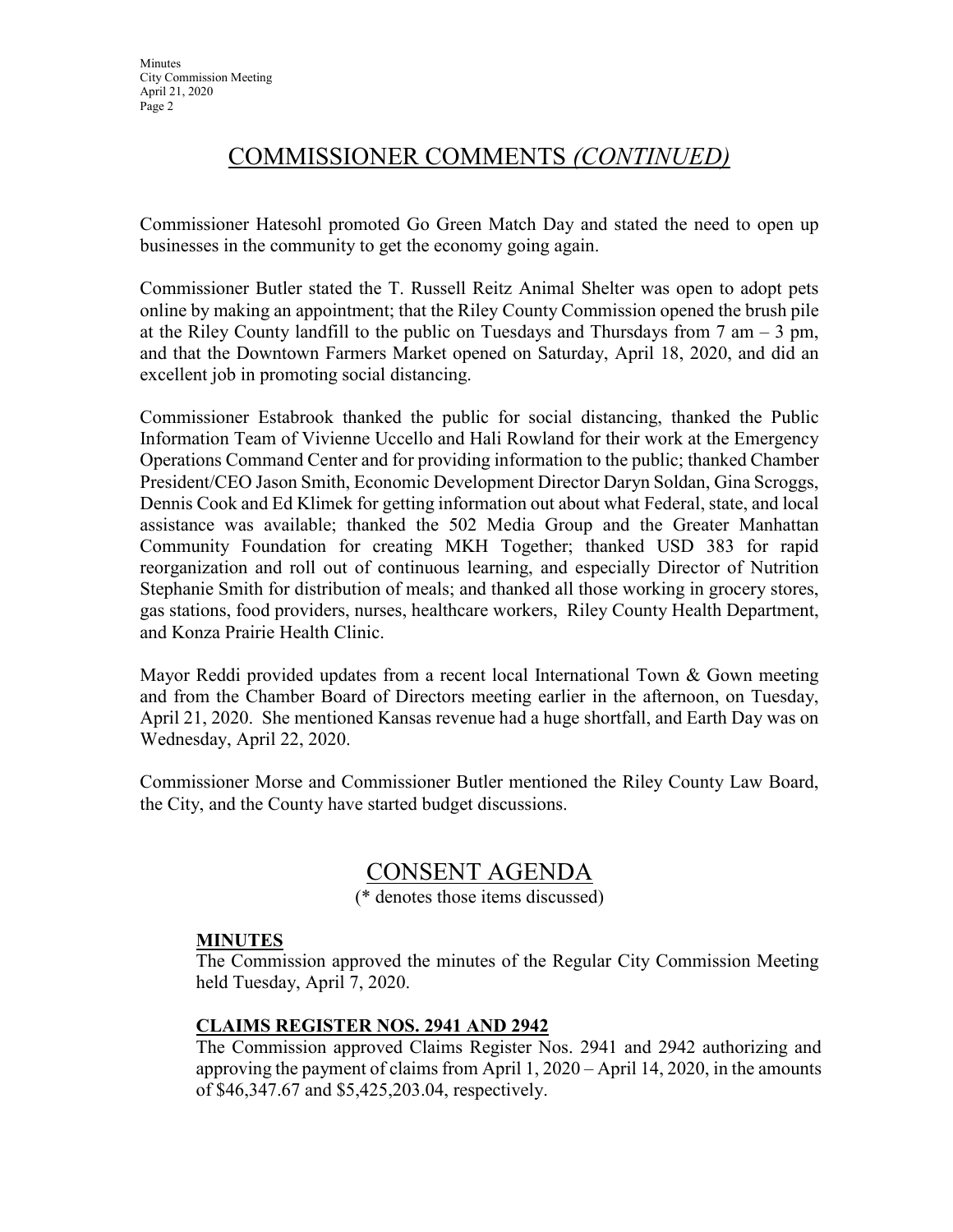## COMMISSIONER COMMENTS *(CONTINUED)*

Commissioner Hatesohl promoted Go Green Match Day and stated the need to open up businesses in the community to get the economy going again.

Commissioner Butler stated the T. Russell Reitz Animal Shelter was open to adopt pets online by making an appointment; that the Riley County Commission opened the brush pile at the Riley County landfill to the public on Tuesdays and Thursdays from 7 am – 3 pm, and that the Downtown Farmers Market opened on Saturday, April 18, 2020, and did an excellent job in promoting social distancing.

Commissioner Estabrook thanked the public for social distancing, thanked the Public Information Team of Vivienne Uccello and Hali Rowland for their work at the Emergency Operations Command Center and for providing information to the public; thanked Chamber President/CEO Jason Smith, Economic Development Director Daryn Soldan, Gina Scroggs, Dennis Cook and Ed Klimek for getting information out about what Federal, state, and local assistance was available; thanked the 502 Media Group and the Greater Manhattan Community Foundation for creating MKH Together; thanked USD 383 for rapid reorganization and roll out of continuous learning, and especially Director of Nutrition Stephanie Smith for distribution of meals; and thanked all those working in grocery stores, gas stations, food providers, nurses, healthcare workers, Riley County Health Department, and Konza Prairie Health Clinic.

Mayor Reddi provided updates from a recent local International Town & Gown meeting and from the Chamber Board of Directors meeting earlier in the afternoon, on Tuesday, April 21, 2020. She mentioned Kansas revenue had a huge shortfall, and Earth Day was on Wednesday, April 22, 2020.

Commissioner Morse and Commissioner Butler mentioned the Riley County Law Board, the City, and the County have started budget discussions.

## CONSENT AGENDA

(* denotes those items discussed)

**MINUTES**

The Commission approved the minutes of the Regular City Commission Meeting held Tuesday, April 7, 2020.

**CLAIMS REGISTER NOS. 2941 AND 2942**

The Commission approved Claims Register Nos. 2941 and 2942 authorizing and approving the payment of claims from April 1, 2020 – April 14, 2020, in the amounts of $46,347.67 and $5,425,203.04, respectively.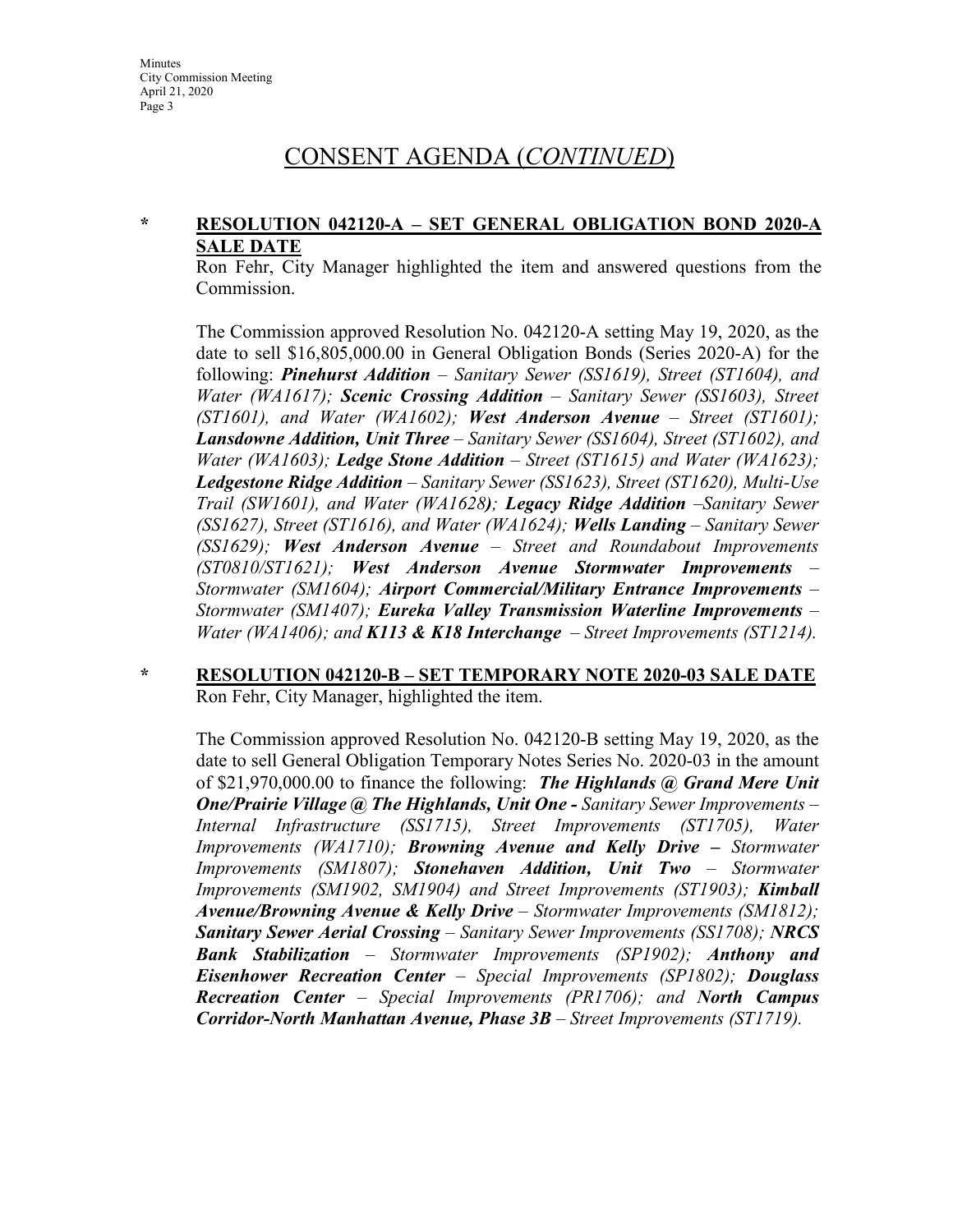# CONSENT AGENDA (*CONTINUED*)

**\* RESOLUTION 042120-A – SET GENERAL OBLIGATION BOND 2020-A SALE DATE**

Ron Fehr, City Manager highlighted the item and answered questions from the Commission.

The Commission approved Resolution No. 042120-A setting May 19, 2020, as the date to sell $16,805,000.00 in General Obligation Bonds (Series 2020-A) for the following: ***Pinehurst Addition*** *– Sanitary Sewer (SS1619), Street (ST1604), and Water (WA1617);* ***Scenic Crossing Addition*** *– Sanitary Sewer (SS1603), Street (ST1601), and Water (WA1602);* ***West Anderson Avenue*** *– Street (ST1601);* ***Lansdowne Addition, Unit Three*** *– Sanitary Sewer (SS1604), Street (ST1602), and Water (WA1603);* ***Ledge Stone Addition*** *– Street (ST1615) and Water (WA1623);* ***Ledgestone Ridge Addition*** *– Sanitary Sewer (SS1623), Street (ST1620), Multi-Use Trail (SW1601), and Water (WA1628);* ***Legacy Ridge Addition*** *–Sanitary Sewer (SS1627), Street (ST1616), and Water (WA1624);* ***Wells Landing*** *– Sanitary Sewer (SS1629);* ***West Anderson Avenue*** *– Street and Roundabout Improvements (ST0810/ST1621);* ***West Anderson Avenue Stormwater Improvements*** *– Stormwater (SM1604);* ***Airport Commercial/Military Entrance Improvements*** *– Stormwater (SM1407);* ***Eureka Valley Transmission Waterline Improvements*** *– Water (WA1406); and* ***K113 & K18 Interchange*** *– Street Improvements (ST1214).*

**\* RESOLUTION 042120-B – SET TEMPORARY NOTE 2020-03 SALE DATE**

Ron Fehr, City Manager, highlighted the item.

The Commission approved Resolution No. 042120-B setting May 19, 2020, as the date to sell General Obligation Temporary Notes Series No. 2020-03 in the amount of $21,970,000.00 to finance the following: ***The Highlands @ Grand Mere Unit One/Prairie Village @ The Highlands, Unit One -*** *Sanitary Sewer Improvements – Internal Infrastructure (SS1715), Street Improvements (ST1705), Water Improvements (WA1710);* ***Browning Avenue and Kelly Drive –*** *Stormwater Improvements (SM1807);* ***Stonehaven Addition, Unit Two*** *– Stormwater Improvements (SM1902, SM1904) and Street Improvements (ST1903);* ***Kimball Avenue/Browning Avenue & Kelly Drive*** *– Stormwater Improvements (SM1812);* ***Sanitary Sewer Aerial Crossing*** *– Sanitary Sewer Improvements (SS1708);* ***NRCS Bank Stabilization*** *– Stormwater Improvements (SP1902);* ***Anthony and Eisenhower Recreation Center*** *– Special Improvements (SP1802);* ***Douglass Recreation Center*** *– Special Improvements (PR1706); and* ***North Campus Corridor-North Manhattan Avenue, Phase 3B*** *– Street Improvements (ST1719).*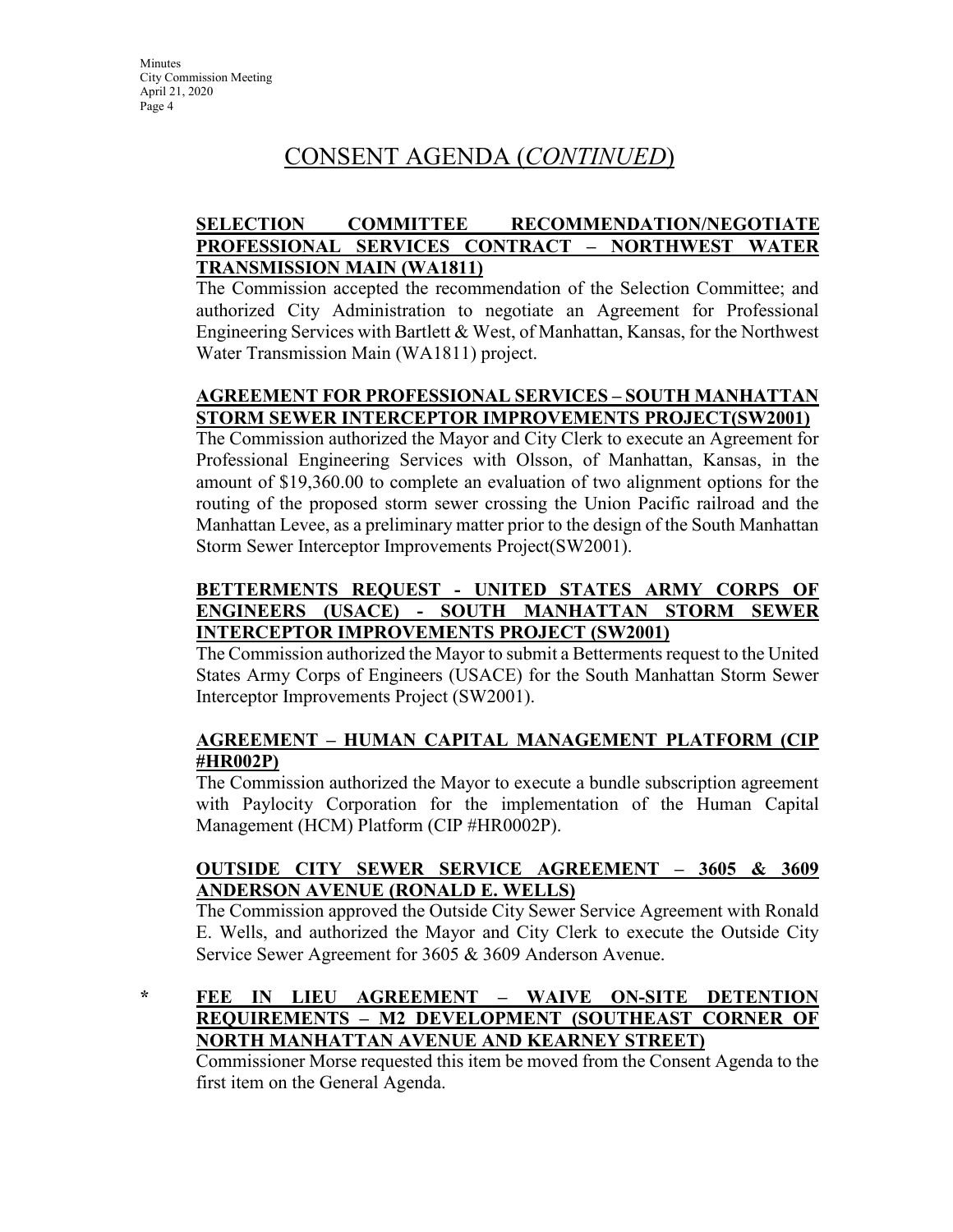# CONSENT AGENDA (*CONTINUED*)

**SELECTION COMMITTEE RECOMMENDATION/NEGOTIATE PROFESSIONAL SERVICES CONTRACT – NORTHWEST WATER TRANSMISSION MAIN (WA1811)**

The Commission accepted the recommendation of the Selection Committee; and authorized City Administration to negotiate an Agreement for Professional Engineering Services with Bartlett & West, of Manhattan, Kansas, for the Northwest Water Transmission Main (WA1811) project.

**AGREEMENT FOR PROFESSIONAL SERVICES – SOUTH MANHATTAN STORM SEWER INTERCEPTOR IMPROVEMENTS PROJECT(SW2001)**

The Commission authorized the Mayor and City Clerk to execute an Agreement for Professional Engineering Services with Olsson, of Manhattan, Kansas, in the amount of $19,360.00 to complete an evaluation of two alignment options for the routing of the proposed storm sewer crossing the Union Pacific railroad and the Manhattan Levee, as a preliminary matter prior to the design of the South Manhattan Storm Sewer Interceptor Improvements Project(SW2001).

**BETTERMENTS REQUEST - UNITED STATES ARMY CORPS OF ENGINEERS (USACE) - SOUTH MANHATTAN STORM SEWER INTERCEPTOR IMPROVEMENTS PROJECT (SW2001)**

The Commission authorized the Mayor to submit a Betterments request to the United States Army Corps of Engineers (USACE) for the South Manhattan Storm Sewer Interceptor Improvements Project (SW2001).

**AGREEMENT – HUMAN CAPITAL MANAGEMENT PLATFORM (CIP #HR002P)**

The Commission authorized the Mayor to execute a bundle subscription agreement with Paylocity Corporation for the implementation of the Human Capital Management (HCM) Platform (CIP #HR0002P).

**OUTSIDE CITY SEWER SERVICE AGREEMENT – 3605 & 3609 ANDERSON AVENUE (RONALD E. WELLS)**

The Commission approved the Outside City Sewer Service Agreement with Ronald E. Wells, and authorized the Mayor and City Clerk to execute the Outside City Service Sewer Agreement for 3605 & 3609 Anderson Avenue.

\* **FEE IN LIEU AGREEMENT – WAIVE ON-SITE DETENTION REQUIREMENTS – M2 DEVELOPMENT (SOUTHEAST CORNER OF NORTH MANHATTAN AVENUE AND KEARNEY STREET)**

Commissioner Morse requested this item be moved from the Consent Agenda to the first item on the General Agenda.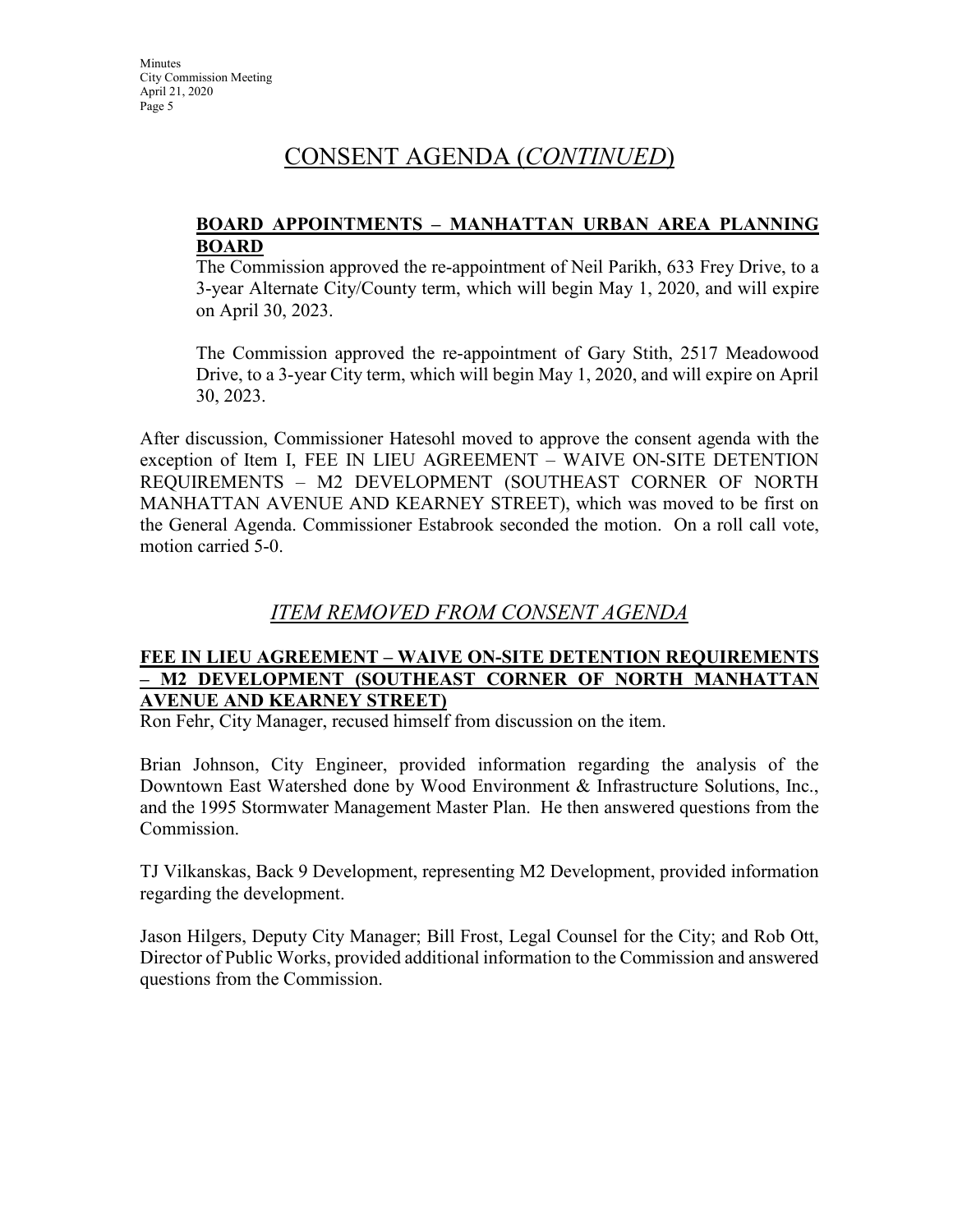# CONSENT AGENDA (*CONTINUED*)

**BOARD APPOINTMENTS – MANHATTAN URBAN AREA PLANNING BOARD**

The Commission approved the re-appointment of Neil Parikh, 633 Frey Drive, to a 3-year Alternate City/County term, which will begin May 1, 2020, and will expire on April 30, 2023.

The Commission approved the re-appointment of Gary Stith, 2517 Meadowood Drive, to a 3-year City term, which will begin May 1, 2020, and will expire on April 30, 2023.

After discussion, Commissioner Hatesohl moved to approve the consent agenda with the exception of Item I, FEE IN LIEU AGREEMENT – WAIVE ON-SITE DETENTION REQUIREMENTS – M2 DEVELOPMENT (SOUTHEAST CORNER OF NORTH MANHATTAN AVENUE AND KEARNEY STREET), which was moved to be first on the General Agenda. Commissioner Estabrook seconded the motion. On a roll call vote, motion carried 5-0.

## *ITEM REMOVED FROM CONSENT AGENDA*

**FEE IN LIEU AGREEMENT – WAIVE ON-SITE DETENTION REQUIREMENTS – M2 DEVELOPMENT (SOUTHEAST CORNER OF NORTH MANHATTAN AVENUE AND KEARNEY STREET)**

Ron Fehr, City Manager, recused himself from discussion on the item.

Brian Johnson, City Engineer, provided information regarding the analysis of the Downtown East Watershed done by Wood Environment & Infrastructure Solutions, Inc., and the 1995 Stormwater Management Master Plan. He then answered questions from the Commission.

TJ Vilkanskas, Back 9 Development, representing M2 Development, provided information regarding the development.

Jason Hilgers, Deputy City Manager; Bill Frost, Legal Counsel for the City; and Rob Ott, Director of Public Works, provided additional information to the Commission and answered questions from the Commission.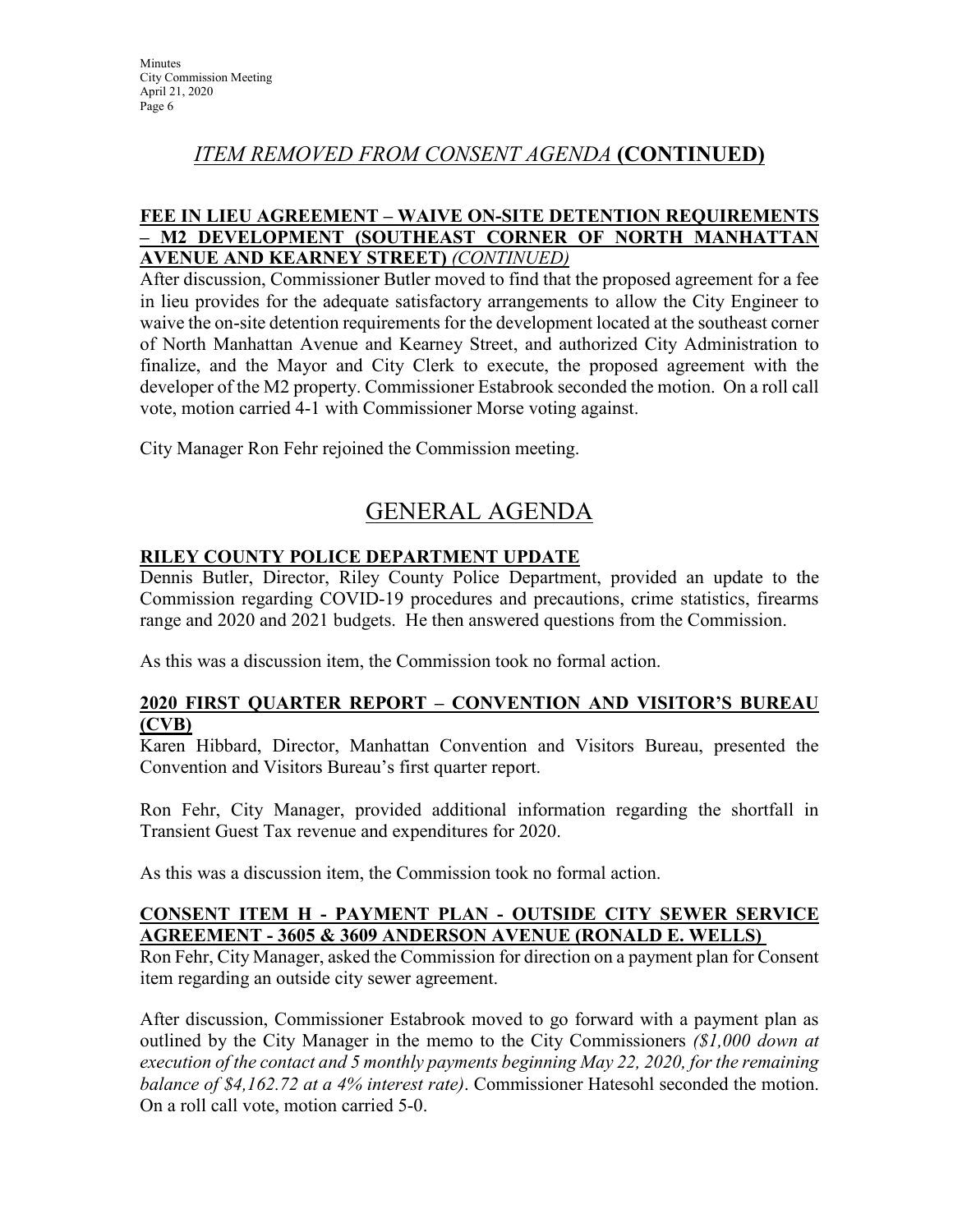## *ITEM REMOVED FROM CONSENT AGENDA* (CONTINUED)

**FEE IN LIEU AGREEMENT – WAIVE ON-SITE DETENTION REQUIREMENTS – M2 DEVELOPMENT (SOUTHEAST CORNER OF NORTH MANHATTAN AVENUE AND KEARNEY STREET)** *(CONTINUED)*

After discussion, Commissioner Butler moved to find that the proposed agreement for a fee in lieu provides for the adequate satisfactory arrangements to allow the City Engineer to waive the on-site detention requirements for the development located at the southeast corner of North Manhattan Avenue and Kearney Street, and authorized City Administration to finalize, and the Mayor and City Clerk to execute, the proposed agreement with the developer of the M2 property. Commissioner Estabrook seconded the motion. On a roll call vote, motion carried 4-1 with Commissioner Morse voting against.

City Manager Ron Fehr rejoined the Commission meeting.

# GENERAL AGENDA

**RILEY COUNTY POLICE DEPARTMENT UPDATE**

Dennis Butler, Director, Riley County Police Department, provided an update to the Commission regarding COVID-19 procedures and precautions, crime statistics, firearms range and 2020 and 2021 budgets. He then answered questions from the Commission.

As this was a discussion item, the Commission took no formal action.

**2020 FIRST QUARTER REPORT – CONVENTION AND VISITOR'S BUREAU (CVB)**

Karen Hibbard, Director, Manhattan Convention and Visitors Bureau, presented the Convention and Visitors Bureau's first quarter report.

Ron Fehr, City Manager, provided additional information regarding the shortfall in Transient Guest Tax revenue and expenditures for 2020.

As this was a discussion item, the Commission took no formal action.

**CONSENT ITEM H - PAYMENT PLAN - OUTSIDE CITY SEWER SERVICE AGREEMENT - 3605 & 3609 ANDERSON AVENUE (RONALD E. WELLS)**

Ron Fehr, City Manager, asked the Commission for direction on a payment plan for Consent item regarding an outside city sewer agreement.

After discussion, Commissioner Estabrook moved to go forward with a payment plan as outlined by the City Manager in the memo to the City Commissioners *($1,000 down at execution of the contact and 5 monthly payments beginning May 22, 2020, for the remaining balance of $4,162.72 at a 4% interest rate)*. Commissioner Hatesohl seconded the motion. On a roll call vote, motion carried 5-0.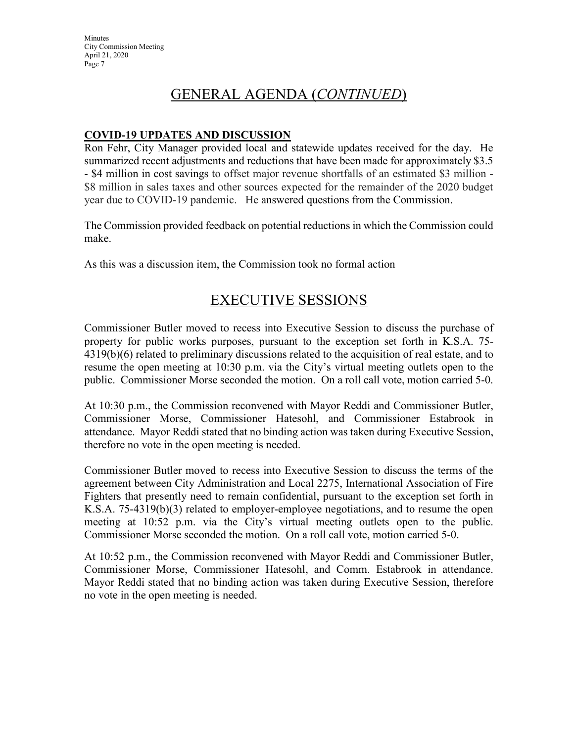# GENERAL AGENDA (*CONTINUED*)

**COVID-19 UPDATES AND DISCUSSION**

Ron Fehr, City Manager provided local and statewide updates received for the day. He summarized recent adjustments and reductions that have been made for approximately $3.5 - $4 million in cost savings to offset major revenue shortfalls of an estimated $3 million - $8 million in sales taxes and other sources expected for the remainder of the 2020 budget year due to COVID-19 pandemic. He answered questions from the Commission.

The Commission provided feedback on potential reductions in which the Commission could make.

As this was a discussion item, the Commission took no formal action

# EXECUTIVE SESSIONS

Commissioner Butler moved to recess into Executive Session to discuss the purchase of property for public works purposes, pursuant to the exception set forth in K.S.A. 75-4319(b)(6) related to preliminary discussions related to the acquisition of real estate, and to resume the open meeting at 10:30 p.m. via the City's virtual meeting outlets open to the public. Commissioner Morse seconded the motion. On a roll call vote, motion carried 5-0.

At 10:30 p.m., the Commission reconvened with Mayor Reddi and Commissioner Butler, Commissioner Morse, Commissioner Hatesohl, and Commissioner Estabrook in attendance. Mayor Reddi stated that no binding action was taken during Executive Session, therefore no vote in the open meeting is needed.

Commissioner Butler moved to recess into Executive Session to discuss the terms of the agreement between City Administration and Local 2275, International Association of Fire Fighters that presently need to remain confidential, pursuant to the exception set forth in K.S.A. 75-4319(b)(3) related to employer-employee negotiations, and to resume the open meeting at 10:52 p.m. via the City's virtual meeting outlets open to the public. Commissioner Morse seconded the motion. On a roll call vote, motion carried 5-0.

At 10:52 p.m., the Commission reconvened with Mayor Reddi and Commissioner Butler, Commissioner Morse, Commissioner Hatesohl, and Comm. Estabrook in attendance. Mayor Reddi stated that no binding action was taken during Executive Session, therefore no vote in the open meeting is needed.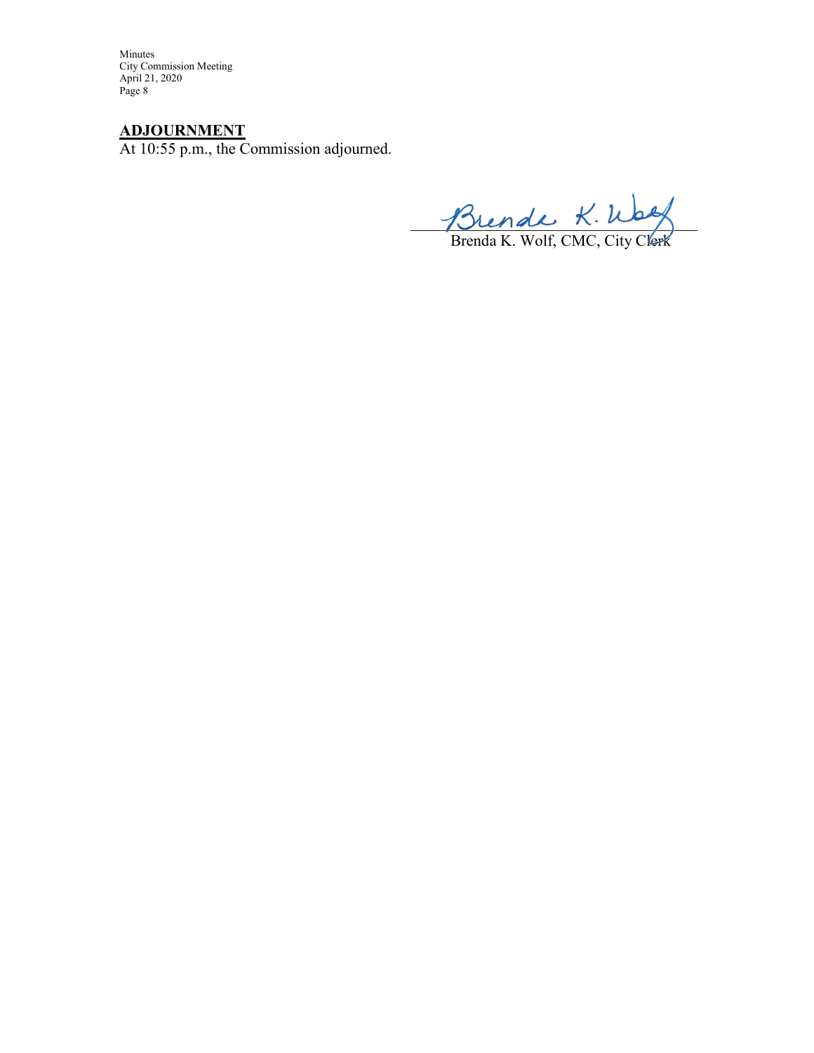**ADJOURNMENT**

At 10:55 p.m., the Commission adjourned.

Brenda K. Wolf, CMC, City Clerk